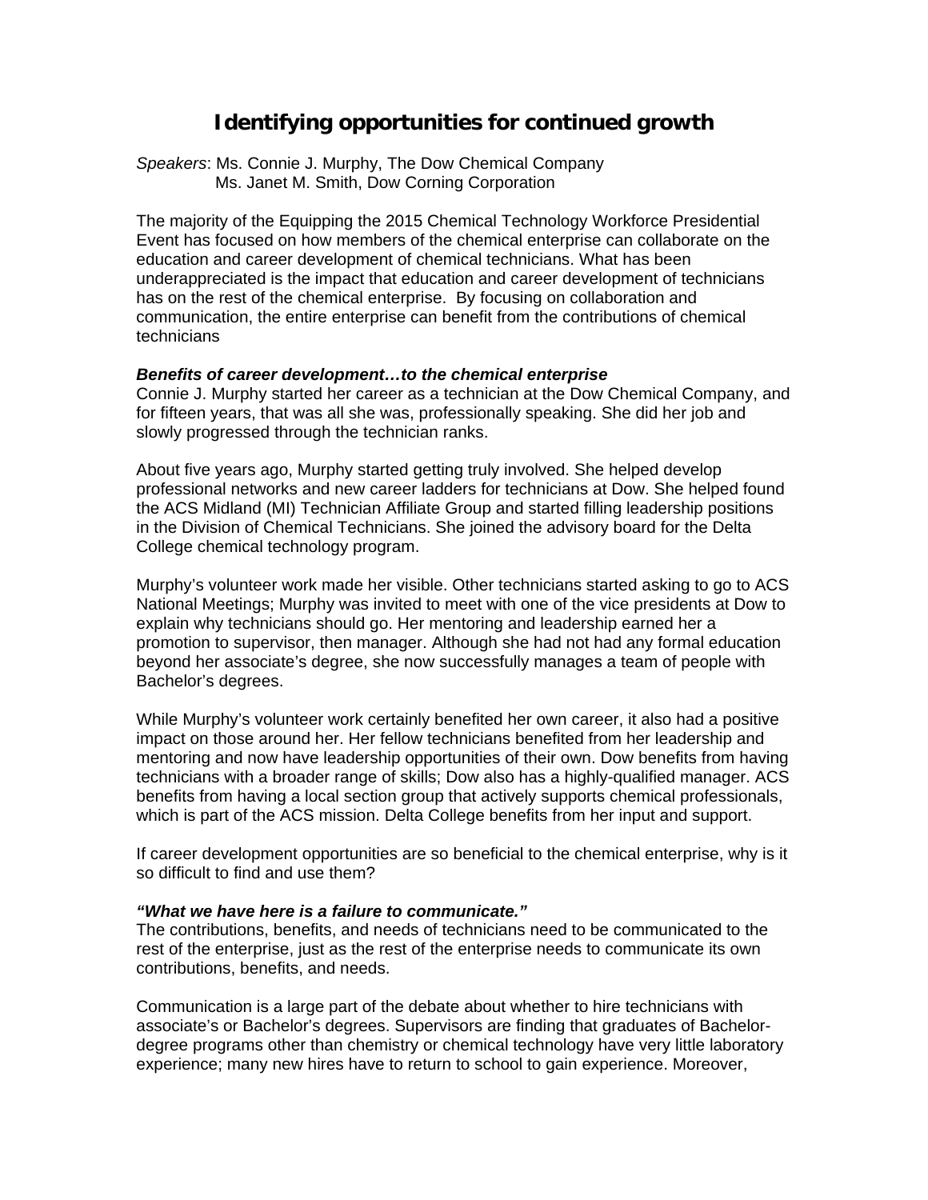# Identifying opportunities for continued growth

*Speakers*: Ms. Connie J. Murphy, The Dow Chemical Company
Ms. Janet M. Smith, Dow Corning Corporation

The majority of the Equipping the 2015 Chemical Technology Workforce Presidential Event has focused on how members of the chemical enterprise can collaborate on the education and career development of chemical technicians. What has been underappreciated is the impact that education and career development of technicians has on the rest of the chemical enterprise. By focusing on collaboration and communication, the entire enterprise can benefit from the contributions of chemical technicians

***Benefits of career development…to the chemical enterprise***

Connie J. Murphy started her career as a technician at the Dow Chemical Company, and for fifteen years, that was all she was, professionally speaking. She did her job and slowly progressed through the technician ranks.

About five years ago, Murphy started getting truly involved. She helped develop professional networks and new career ladders for technicians at Dow. She helped found the ACS Midland (MI) Technician Affiliate Group and started filling leadership positions in the Division of Chemical Technicians. She joined the advisory board for the Delta College chemical technology program.

Murphy's volunteer work made her visible. Other technicians started asking to go to ACS National Meetings; Murphy was invited to meet with one of the vice presidents at Dow to explain why technicians should go. Her mentoring and leadership earned her a promotion to supervisor, then manager. Although she had not had any formal education beyond her associate's degree, she now successfully manages a team of people with Bachelor's degrees.

While Murphy's volunteer work certainly benefited her own career, it also had a positive impact on those around her. Her fellow technicians benefited from her leadership and mentoring and now have leadership opportunities of their own. Dow benefits from having technicians with a broader range of skills; Dow also has a highly-qualified manager. ACS benefits from having a local section group that actively supports chemical professionals, which is part of the ACS mission. Delta College benefits from her input and support.

If career development opportunities are so beneficial to the chemical enterprise, why is it so difficult to find and use them?

***"What we have here is a failure to communicate."***

The contributions, benefits, and needs of technicians need to be communicated to the rest of the enterprise, just as the rest of the enterprise needs to communicate its own contributions, benefits, and needs.

Communication is a large part of the debate about whether to hire technicians with associate's or Bachelor's degrees. Supervisors are finding that graduates of Bachelor-degree programs other than chemistry or chemical technology have very little laboratory experience; many new hires have to return to school to gain experience. Moreover,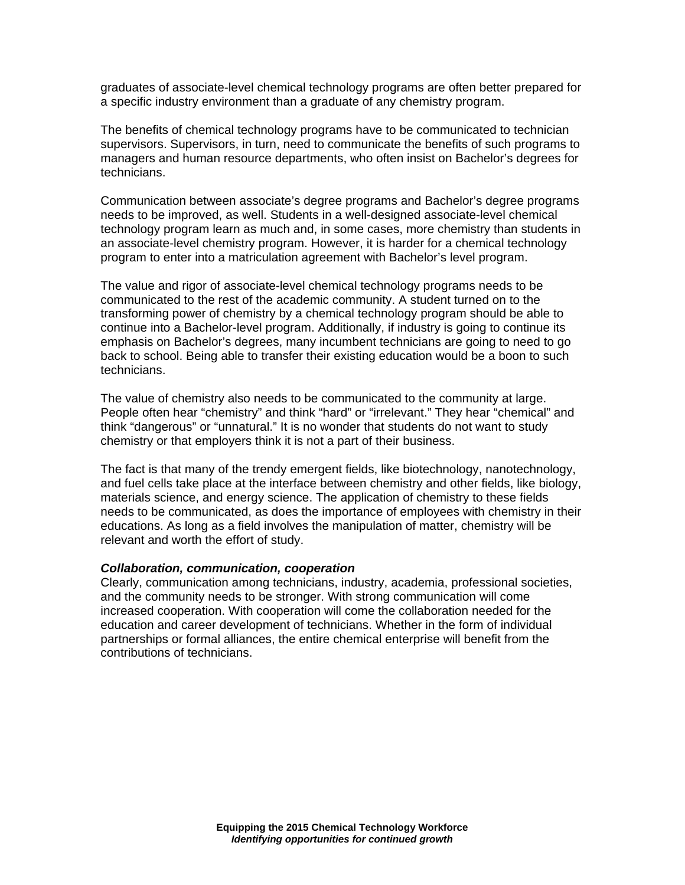graduates of associate-level chemical technology programs are often better prepared for a specific industry environment than a graduate of any chemistry program.

The benefits of chemical technology programs have to be communicated to technician supervisors. Supervisors, in turn, need to communicate the benefits of such programs to managers and human resource departments, who often insist on Bachelor's degrees for technicians.

Communication between associate's degree programs and Bachelor's degree programs needs to be improved, as well. Students in a well-designed associate-level chemical technology program learn as much and, in some cases, more chemistry than students in an associate-level chemistry program. However, it is harder for a chemical technology program to enter into a matriculation agreement with Bachelor's level program.

The value and rigor of associate-level chemical technology programs needs to be communicated to the rest of the academic community. A student turned on to the transforming power of chemistry by a chemical technology program should be able to continue into a Bachelor-level program. Additionally, if industry is going to continue its emphasis on Bachelor's degrees, many incumbent technicians are going to need to go back to school. Being able to transfer their existing education would be a boon to such technicians.

The value of chemistry also needs to be communicated to the community at large. People often hear "chemistry" and think "hard" or "irrelevant." They hear "chemical" and think "dangerous" or "unnatural." It is no wonder that students do not want to study chemistry or that employers think it is not a part of their business.

The fact is that many of the trendy emergent fields, like biotechnology, nanotechnology, and fuel cells take place at the interface between chemistry and other fields, like biology, materials science, and energy science. The application of chemistry to these fields needs to be communicated, as does the importance of employees with chemistry in their educations. As long as a field involves the manipulation of matter, chemistry will be relevant and worth the effort of study.

***Collaboration, communication, cooperation***

Clearly, communication among technicians, industry, academia, professional societies, and the community needs to be stronger. With strong communication will come increased cooperation. With cooperation will come the collaboration needed for the education and career development of technicians. Whether in the form of individual partnerships or formal alliances, the entire chemical enterprise will benefit from the contributions of technicians.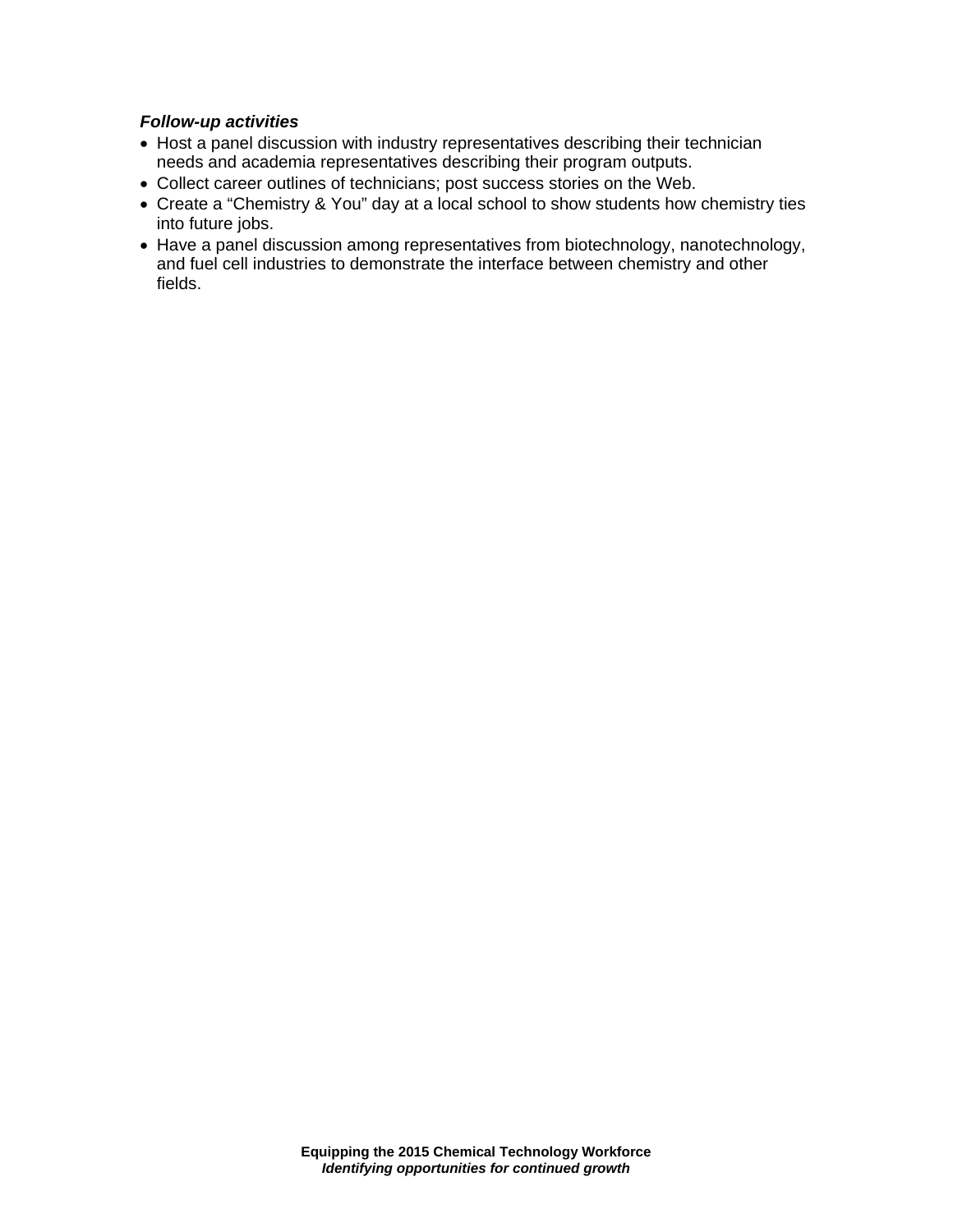***Follow-up activities***

- Host a panel discussion with industry representatives describing their technician needs and academia representatives describing their program outputs.
- Collect career outlines of technicians; post success stories on the Web.
- Create a "Chemistry & You" day at a local school to show students how chemistry ties into future jobs.
- Have a panel discussion among representatives from biotechnology, nanotechnology, and fuel cell industries to demonstrate the interface between chemistry and other fields.